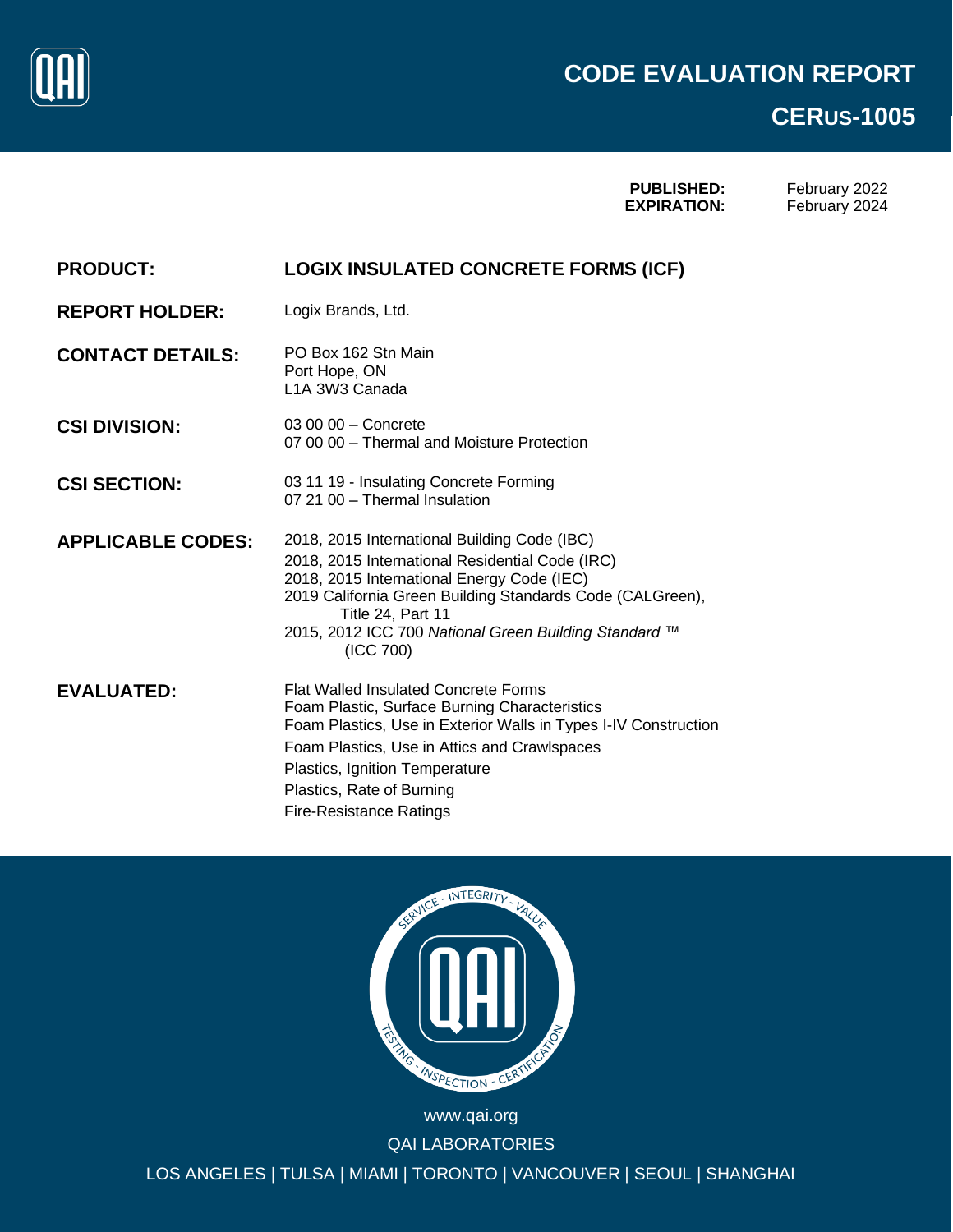# CODE EVALUATION REPORT

## CERUS-1005

**PUBLISHED:** February 2022
**EXPIRATION:** February 2024

| | |
|---|---|
| **PRODUCT:** | **LOGIX INSULATED CONCRETE FORMS (ICF)** |
| **REPORT HOLDER:** | Logix Brands, Ltd. |
| **CONTACT DETAILS:** | PO Box 162 Stn Main<br>Port Hope, ON<br>L1A 3W3 Canada |
| **CSI DIVISION:** | 03 00 00 – Concrete<br>07 00 00 – Thermal and Moisture Protection |
| **CSI SECTION:** | 03 11 19 - Insulating Concrete Forming<br>07 21 00 – Thermal Insulation |
| **APPLICABLE CODES:** | 2018, 2015 International Building Code (IBC)<br>2018, 2015 International Residential Code (IRC)<br>2018, 2015 International Energy Code (IEC)<br>2019 California Green Building Standards Code (CALGreen), Title 24, Part 11<br>2015, 2012 ICC 700 *National Green Building Standard* ™ (ICC 700) |
| **EVALUATED:** | Flat Walled Insulated Concrete Forms<br>Foam Plastic, Surface Burning Characteristics<br>Foam Plastics, Use in Exterior Walls in Types I-IV Construction<br>Foam Plastics, Use in Attics and Crawlspaces<br>Plastics, Ignition Temperature<br>Plastics, Rate of Burning<br>Fire-Resistance Ratings |

www.qai.org

QAI LABORATORIES

LOS ANGELES | TULSA | MIAMI | TORONTO | VANCOUVER | SEOUL | SHANGHAI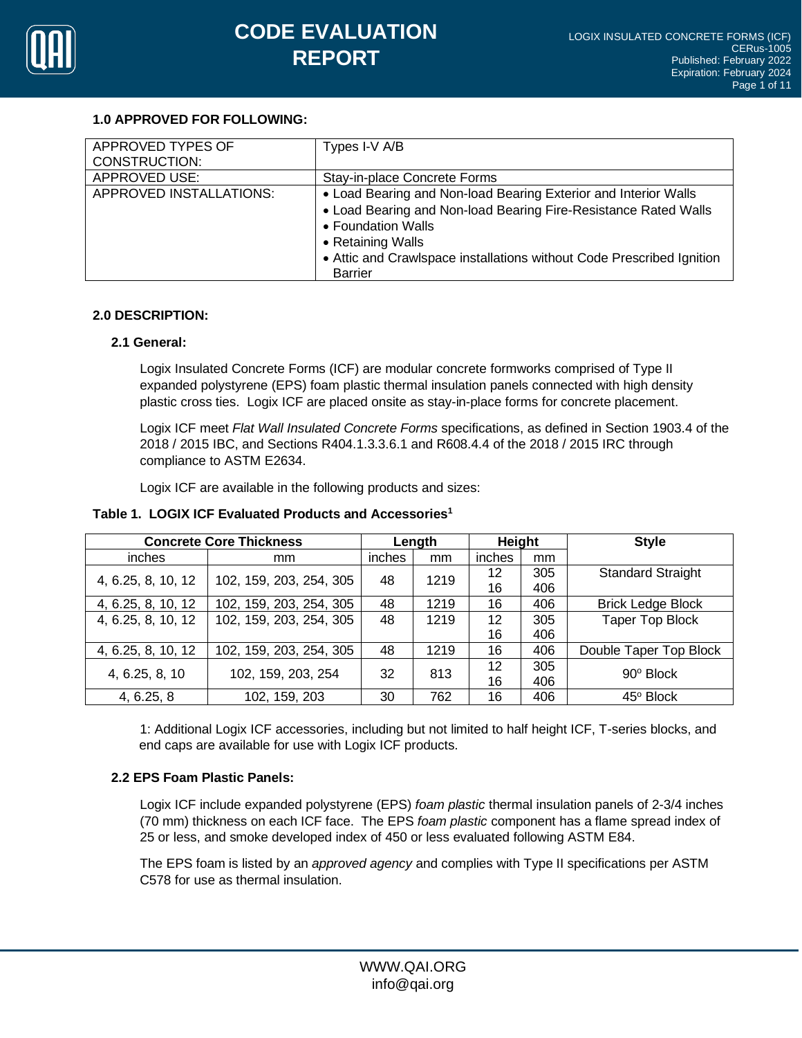## 1.0 APPROVED FOR FOLLOWING:

| | |
|---|---|
| APPROVED TYPES OF CONSTRUCTION: | Types I-V A/B |
| APPROVED USE: | Stay-in-place Concrete Forms |
| APPROVED INSTALLATIONS: | • Load Bearing and Non-load Bearing Exterior and Interior Walls<br>• Load Bearing and Non-load Bearing Fire-Resistance Rated Walls<br>• Foundation Walls<br>• Retaining Walls<br>• Attic and Crawlspace installations without Code Prescribed Ignition Barrier |

## 2.0 DESCRIPTION:

### 2.1 General:

Logix Insulated Concrete Forms (ICF) are modular concrete formworks comprised of Type II expanded polystyrene (EPS) foam plastic thermal insulation panels connected with high density plastic cross ties. Logix ICF are placed onsite as stay-in-place forms for concrete placement.

Logix ICF meet *Flat Wall Insulated Concrete Forms* specifications, as defined in Section 1903.4 of the 2018 / 2015 IBC, and Sections R404.1.3.3.6.1 and R608.4.4 of the 2018 / 2015 IRC through compliance to ASTM E2634.

Logix ICF are available in the following products and sizes:

**Table 1. LOGIX ICF Evaluated Products and Accessories[1]**

| Concrete Core Thickness | | Length | | Height | | Style |
|---|---|---|---|---|---|---|
| inches | mm | inches | mm | inches | mm | |
| 4, 6.25, 8, 10, 12 | 102, 159, 203, 254, 305 | 48 | 1219 | 12<br>16 | 305<br>406 | Standard Straight |
| 4, 6.25, 8, 10, 12 | 102, 159, 203, 254, 305 | 48 | 1219 | 16 | 406 | Brick Ledge Block |
| 4, 6.25, 8, 10, 12 | 102, 159, 203, 254, 305 | 48 | 1219 | 12<br>16 | 305<br>406 | Taper Top Block |
| 4, 6.25, 8, 10, 12 | 102, 159, 203, 254, 305 | 48 | 1219 | 16 | 406 | Double Taper Top Block |
| 4, 6.25, 8, 10 | 102, 159, 203, 254 | 32 | 813 | 12<br>16 | 305<br>406 | 90° Block |
| 4, 6.25, 8 | 102, 159, 203 | 30 | 762 | 16 | 406 | 45° Block |

1: Additional Logix ICF accessories, including but not limited to half height ICF, T-series blocks, and end caps are available for use with Logix ICF products.

### 2.2 EPS Foam Plastic Panels:

Logix ICF include expanded polystyrene (EPS) *foam plastic* thermal insulation panels of 2-3/4 inches (70 mm) thickness on each ICF face. The EPS *foam plastic* component has a flame spread index of 25 or less, and smoke developed index of 450 or less evaluated following ASTM E84.

The EPS foam is listed by an *approved agency* and complies with Type II specifications per ASTM C578 for use as thermal insulation.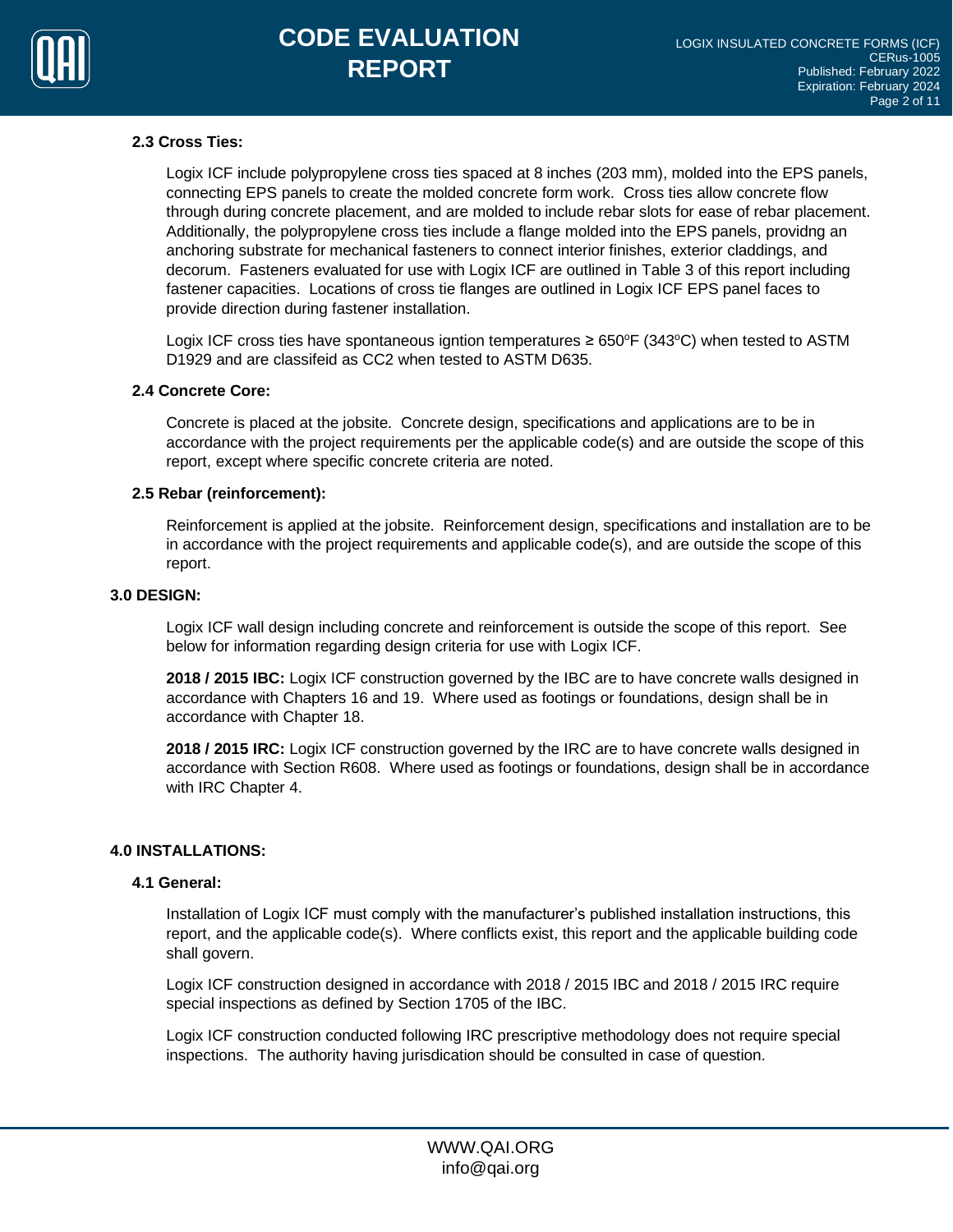### 2.3 Cross Ties:

Logix ICF include polypropylene cross ties spaced at 8 inches (203 mm), molded into the EPS panels, connecting EPS panels to create the molded concrete form work. Cross ties allow concrete flow through during concrete placement, and are molded to include rebar slots for ease of rebar placement. Additionally, the polypropylene cross ties include a flange molded into the EPS panels, providng an anchoring substrate for mechanical fasteners to connect interior finishes, exterior claddings, and decorum. Fasteners evaluated for use with Logix ICF are outlined in Table 3 of this report including fastener capacities. Locations of cross tie flanges are outlined in Logix ICF EPS panel faces to provide direction during fastener installation.

Logix ICF cross ties have spontaneous igntion temperatures ≥ 650°F (343°C) when tested to ASTM D1929 and are classifeid as CC2 when tested to ASTM D635.

### 2.4 Concrete Core:

Concrete is placed at the jobsite. Concrete design, specifications and applications are to be in accordance with the project requirements per the applicable code(s) and are outside the scope of this report, except where specific concrete criteria are noted.

### 2.5 Rebar (reinforcement):

Reinforcement is applied at the jobsite. Reinforcement design, specifications and installation are to be in accordance with the project requirements and applicable code(s), and are outside the scope of this report.

## 3.0 DESIGN:

Logix ICF wall design including concrete and reinforcement is outside the scope of this report. See below for information regarding design criteria for use with Logix ICF.

**2018 / 2015 IBC:** Logix ICF construction governed by the IBC are to have concrete walls designed in accordance with Chapters 16 and 19. Where used as footings or foundations, design shall be in accordance with Chapter 18.

**2018 / 2015 IRC:** Logix ICF construction governed by the IRC are to have concrete walls designed in accordance with Section R608. Where used as footings or foundations, design shall be in accordance with IRC Chapter 4.

## 4.0 INSTALLATIONS:

### 4.1 General:

Installation of Logix ICF must comply with the manufacturer's published installation instructions, this report, and the applicable code(s). Where conflicts exist, this report and the applicable building code shall govern.

Logix ICF construction designed in accordance with 2018 / 2015 IBC and 2018 / 2015 IRC require special inspections as defined by Section 1705 of the IBC.

Logix ICF construction conducted following IRC prescriptive methodology does not require special inspections. The authority having jurisdication should be consulted in case of question.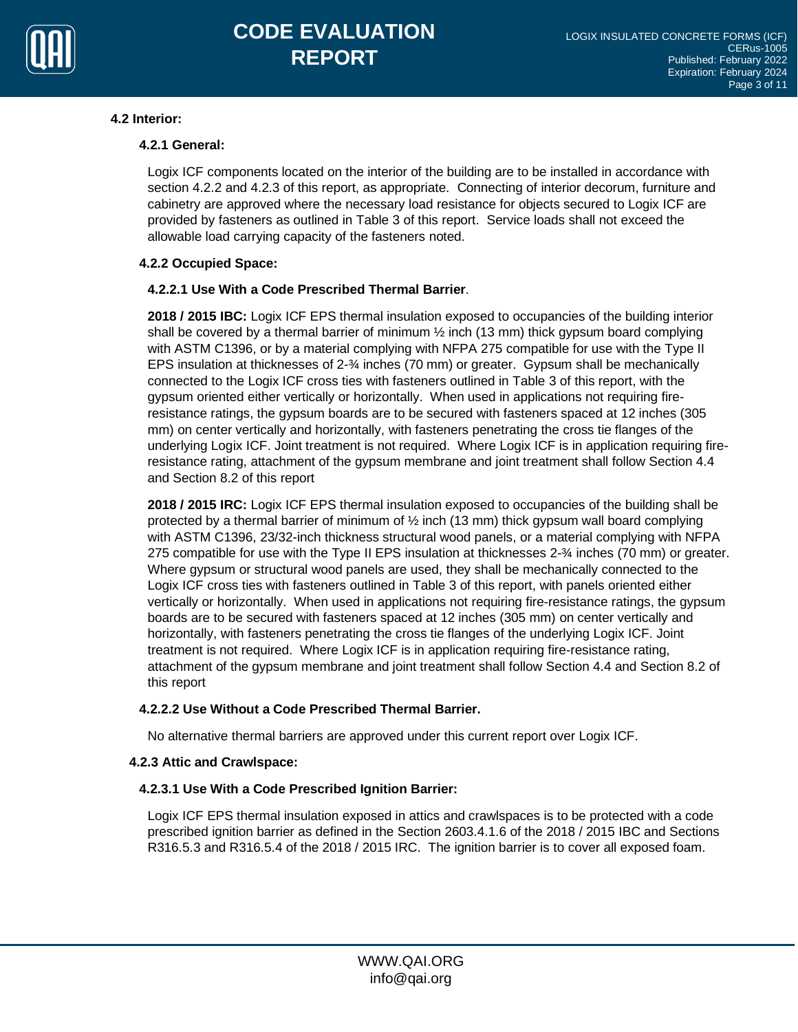### 4.2 Interior:

#### 4.2.1 General:

Logix ICF components located on the interior of the building are to be installed in accordance with section 4.2.2 and 4.2.3 of this report, as appropriate. Connecting of interior decorum, furniture and cabinetry are approved where the necessary load resistance for objects secured to Logix ICF are provided by fasteners as outlined in Table 3 of this report. Service loads shall not exceed the allowable load carrying capacity of the fasteners noted.

#### 4.2.2 Occupied Space:

##### 4.2.2.1 Use With a Code Prescribed Thermal Barrier.

**2018 / 2015 IBC:** Logix ICF EPS thermal insulation exposed to occupancies of the building interior shall be covered by a thermal barrier of minimum ½ inch (13 mm) thick gypsum board complying with ASTM C1396, or by a material complying with NFPA 275 compatible for use with the Type II EPS insulation at thicknesses of 2-¾ inches (70 mm) or greater. Gypsum shall be mechanically connected to the Logix ICF cross ties with fasteners outlined in Table 3 of this report, with the gypsum oriented either vertically or horizontally. When used in applications not requiring fire-resistance ratings, the gypsum boards are to be secured with fasteners spaced at 12 inches (305 mm) on center vertically and horizontally, with fasteners penetrating the cross tie flanges of the underlying Logix ICF. Joint treatment is not required. Where Logix ICF is in application requiring fire-resistance rating, attachment of the gypsum membrane and joint treatment shall follow Section 4.4 and Section 8.2 of this report

**2018 / 2015 IRC:** Logix ICF EPS thermal insulation exposed to occupancies of the building shall be protected by a thermal barrier of minimum of ½ inch (13 mm) thick gypsum wall board complying with ASTM C1396, 23/32-inch thickness structural wood panels, or a material complying with NFPA 275 compatible for use with the Type II EPS insulation at thicknesses 2-¾ inches (70 mm) or greater. Where gypsum or structural wood panels are used, they shall be mechanically connected to the Logix ICF cross ties with fasteners outlined in Table 3 of this report, with panels oriented either vertically or horizontally. When used in applications not requiring fire-resistance ratings, the gypsum boards are to be secured with fasteners spaced at 12 inches (305 mm) on center vertically and horizontally, with fasteners penetrating the cross tie flanges of the underlying Logix ICF. Joint treatment is not required. Where Logix ICF is in application requiring fire-resistance rating, attachment of the gypsum membrane and joint treatment shall follow Section 4.4 and Section 8.2 of this report

##### 4.2.2.2 Use Without a Code Prescribed Thermal Barrier.

No alternative thermal barriers are approved under this current report over Logix ICF.

#### 4.2.3 Attic and Crawlspace:

##### 4.2.3.1 Use With a Code Prescribed Ignition Barrier:

Logix ICF EPS thermal insulation exposed in attics and crawlspaces is to be protected with a code prescribed ignition barrier as defined in the Section 2603.4.1.6 of the 2018 / 2015 IBC and Sections R316.5.3 and R316.5.4 of the 2018 / 2015 IRC. The ignition barrier is to cover all exposed foam.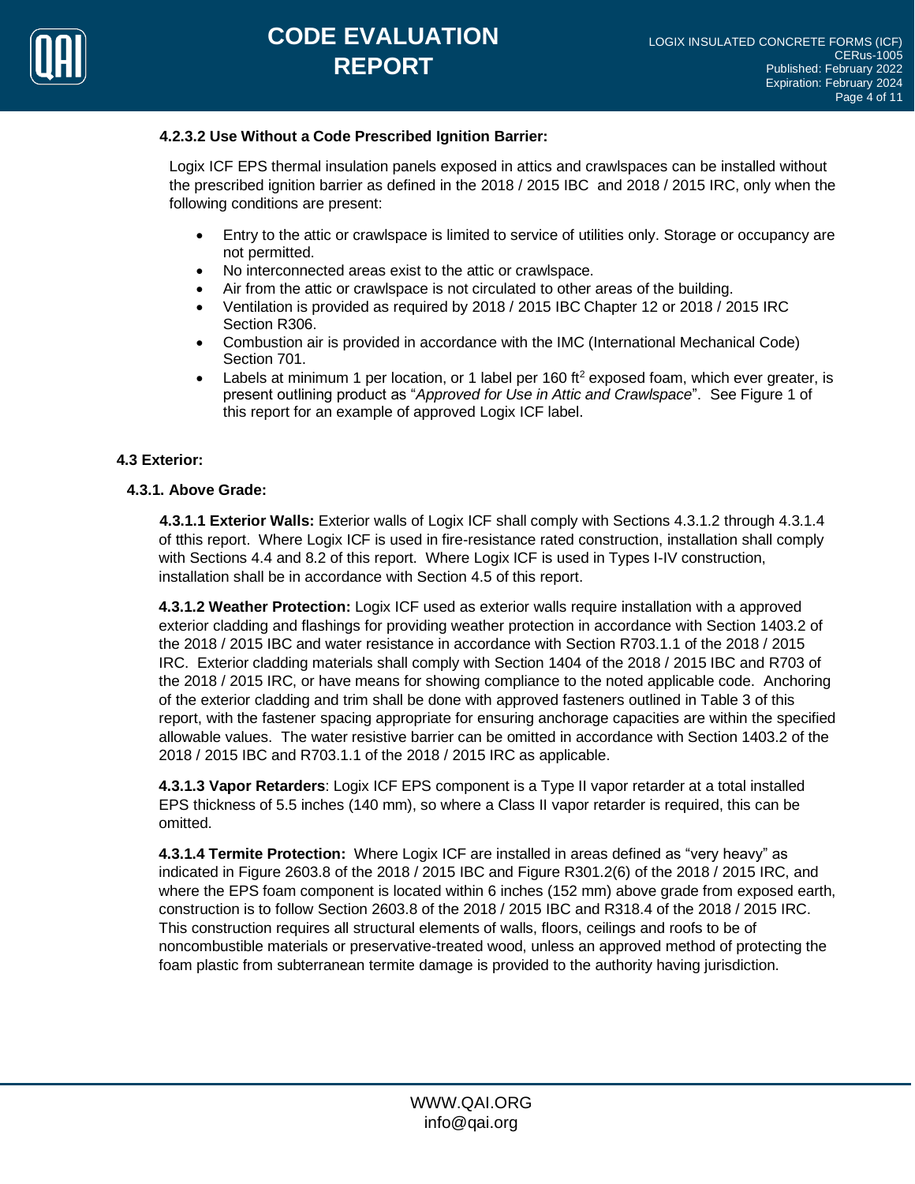#### 4.2.3.2 Use Without a Code Prescribed Ignition Barrier:

Logix ICF EPS thermal insulation panels exposed in attics and crawlspaces can be installed without the prescribed ignition barrier as defined in the 2018 / 2015 IBC and 2018 / 2015 IRC, only when the following conditions are present:

- Entry to the attic or crawlspace is limited to service of utilities only. Storage or occupancy are not permitted.
- No interconnected areas exist to the attic or crawlspace.
- Air from the attic or crawlspace is not circulated to other areas of the building.
- Ventilation is provided as required by 2018 / 2015 IBC Chapter 12 or 2018 / 2015 IRC Section R306.
- Combustion air is provided in accordance with the IMC (International Mechanical Code) Section 701.
- Labels at minimum 1 per location, or 1 label per 160 $ft^2$ exposed foam, which ever greater, is present outlining product as "*Approved for Use in Attic and Crawlspace*". See Figure 1 of this report for an example of approved Logix ICF label.

### 4.3 Exterior:

#### 4.3.1. Above Grade:

**4.3.1.1 Exterior Walls:** Exterior walls of Logix ICF shall comply with Sections 4.3.1.2 through 4.3.1.4 of tthis report. Where Logix ICF is used in fire-resistance rated construction, installation shall comply with Sections 4.4 and 8.2 of this report. Where Logix ICF is used in Types I-IV construction, installation shall be in accordance with Section 4.5 of this report.

**4.3.1.2 Weather Protection:** Logix ICF used as exterior walls require installation with a approved exterior cladding and flashings for providing weather protection in accordance with Section 1403.2 of the 2018 / 2015 IBC and water resistance in accordance with Section R703.1.1 of the 2018 / 2015 IRC. Exterior cladding materials shall comply with Section 1404 of the 2018 / 2015 IBC and R703 of the 2018 / 2015 IRC, or have means for showing compliance to the noted applicable code. Anchoring of the exterior cladding and trim shall be done with approved fasteners outlined in Table 3 of this report, with the fastener spacing appropriate for ensuring anchorage capacities are within the specified allowable values. The water resistive barrier can be omitted in accordance with Section 1403.2 of the 2018 / 2015 IBC and R703.1.1 of the 2018 / 2015 IRC as applicable.

**4.3.1.3 Vapor Retarders**: Logix ICF EPS component is a Type II vapor retarder at a total installed EPS thickness of 5.5 inches (140 mm), so where a Class II vapor retarder is required, this can be omitted.

**4.3.1.4 Termite Protection:** Where Logix ICF are installed in areas defined as "very heavy" as indicated in Figure 2603.8 of the 2018 / 2015 IBC and Figure R301.2(6) of the 2018 / 2015 IRC, and where the EPS foam component is located within 6 inches (152 mm) above grade from exposed earth, construction is to follow Section 2603.8 of the 2018 / 2015 IBC and R318.4 of the 2018 / 2015 IRC. This construction requires all structural elements of walls, floors, ceilings and roofs to be of noncombustible materials or preservative-treated wood, unless an approved method of protecting the foam plastic from subterranean termite damage is provided to the authority having jurisdiction.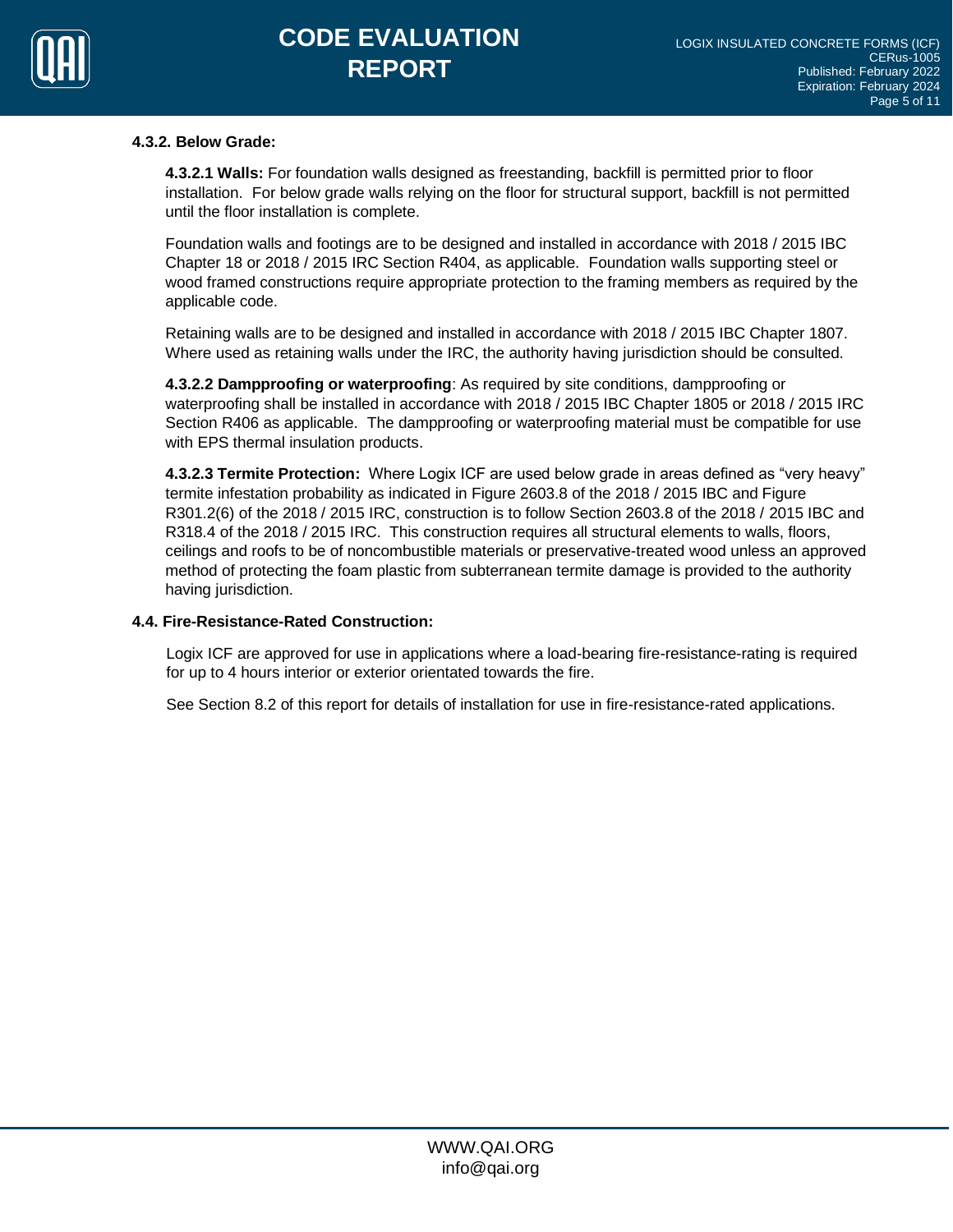### 4.3.2. Below Grade:

**4.3.2.1 Walls:** For foundation walls designed as freestanding, backfill is permitted prior to floor installation. For below grade walls relying on the floor for structural support, backfill is not permitted until the floor installation is complete.

Foundation walls and footings are to be designed and installed in accordance with 2018 / 2015 IBC Chapter 18 or 2018 / 2015 IRC Section R404, as applicable. Foundation walls supporting steel or wood framed constructions require appropriate protection to the framing members as required by the applicable code.

Retaining walls are to be designed and installed in accordance with 2018 / 2015 IBC Chapter 1807. Where used as retaining walls under the IRC, the authority having jurisdiction should be consulted.

**4.3.2.2 Dampproofing or waterproofing**: As required by site conditions, dampproofing or waterproofing shall be installed in accordance with 2018 / 2015 IBC Chapter 1805 or 2018 / 2015 IRC Section R406 as applicable. The dampproofing or waterproofing material must be compatible for use with EPS thermal insulation products.

**4.3.2.3 Termite Protection:** Where Logix ICF are used below grade in areas defined as "very heavy" termite infestation probability as indicated in Figure 2603.8 of the 2018 / 2015 IBC and Figure R301.2(6) of the 2018 / 2015 IRC, construction is to follow Section 2603.8 of the 2018 / 2015 IBC and R318.4 of the 2018 / 2015 IRC. This construction requires all structural elements to walls, floors, ceilings and roofs to be of noncombustible materials or preservative-treated wood unless an approved method of protecting the foam plastic from subterranean termite damage is provided to the authority having jurisdiction.

### 4.4. Fire-Resistance-Rated Construction:

Logix ICF are approved for use in applications where a load-bearing fire-resistance-rating is required for up to 4 hours interior or exterior orientated towards the fire.

See Section 8.2 of this report for details of installation for use in fire-resistance-rated applications.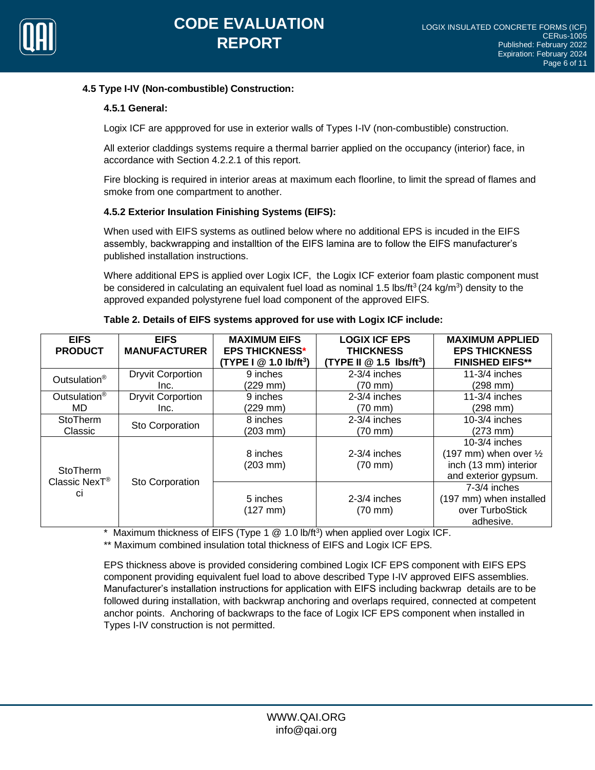### 4.5 Type I-IV (Non-combustible) Construction:

#### 4.5.1 General:

Logix ICF are appproved for use in exterior walls of Types I-IV (non-combustible) construction.

All exterior claddings systems require a thermal barrier applied on the occupancy (interior) face, in accordance with Section 4.2.2.1 of this report.

Fire blocking is required in interior areas at maximum each floorline, to limit the spread of flames and smoke from one compartment to another.

#### 4.5.2 Exterior Insulation Finishing Systems (EIFS):

When used with EIFS systems as outlined below where no additional EPS is incuded in the EIFS assembly, backwrapping and installtion of the EIFS lamina are to follow the EIFS manufacturer's published installation instructions.

Where additional EPS is applied over Logix ICF, the Logix ICF exterior foam plastic component must be considered in calculating an equivalent fuel load as nominal 1.5 lbs/ft$^3$ (24 kg/m$^3$) density to the approved expanded polystyrene fuel load component of the approved EIFS.

**Table 2. Details of EIFS systems approved for use with Logix ICF include:**

| EIFS PRODUCT | EIFS MANUFACTURER | MAXIMUM EIFS EPS THICKNESS* (TYPE I @ 1.0 lb/ft$^3$) | LOGIX ICF EPS THICKNESS (TYPE II @ 1.5 lbs/ft$^3$) | MAXIMUM APPLIED EPS THICKNESS FINISHED EIFS** |
|---|---|---|---|---|
| Outsulation® | Dryvit Corportion Inc. | 9 inches (229 mm) | 2-3/4 inches (70 mm) | 11-3/4 inches (298 mm) |
| Outsulation® MD | Dryvit Corportion Inc. | 9 inches (229 mm) | 2-3/4 inches (70 mm) | 11-3/4 inches (298 mm) |
| StoTherm Classic | Sto Corporation | 8 inches (203 mm) | 2-3/4 inches (70 mm) | 10-3/4 inches (273 mm) |
| StoTherm Classic NexT® ci | Sto Corporation | 8 inches (203 mm) | 2-3/4 inches (70 mm) | 10-3/4 inches (197 mm) when over ½ inch (13 mm) interior and exterior gypsum. |
| | | 5 inches (127 mm) | 2-3/4 inches (70 mm) | 7-3/4 inches (197 mm) when installed over TurboStick adhesive. |

\* Maximum thickness of EIFS (Type 1 @ 1.0 lb/ft$^3$) when applied over Logix ICF.

** Maximum combined insulation total thickness of EIFS and Logix ICF EPS.

EPS thickness above is provided considering combined Logix ICF EPS component with EIFS EPS component providing equivalent fuel load to above described Type I-IV approved EIFS assemblies. Manufacturer's installation instructions for application with EIFS including backwrap details are to be followed during installation, with backwrap anchoring and overlaps required, connected at competent anchor points. Anchoring of backwraps to the face of Logix ICF EPS component when installed in Types I-IV construction is not permitted.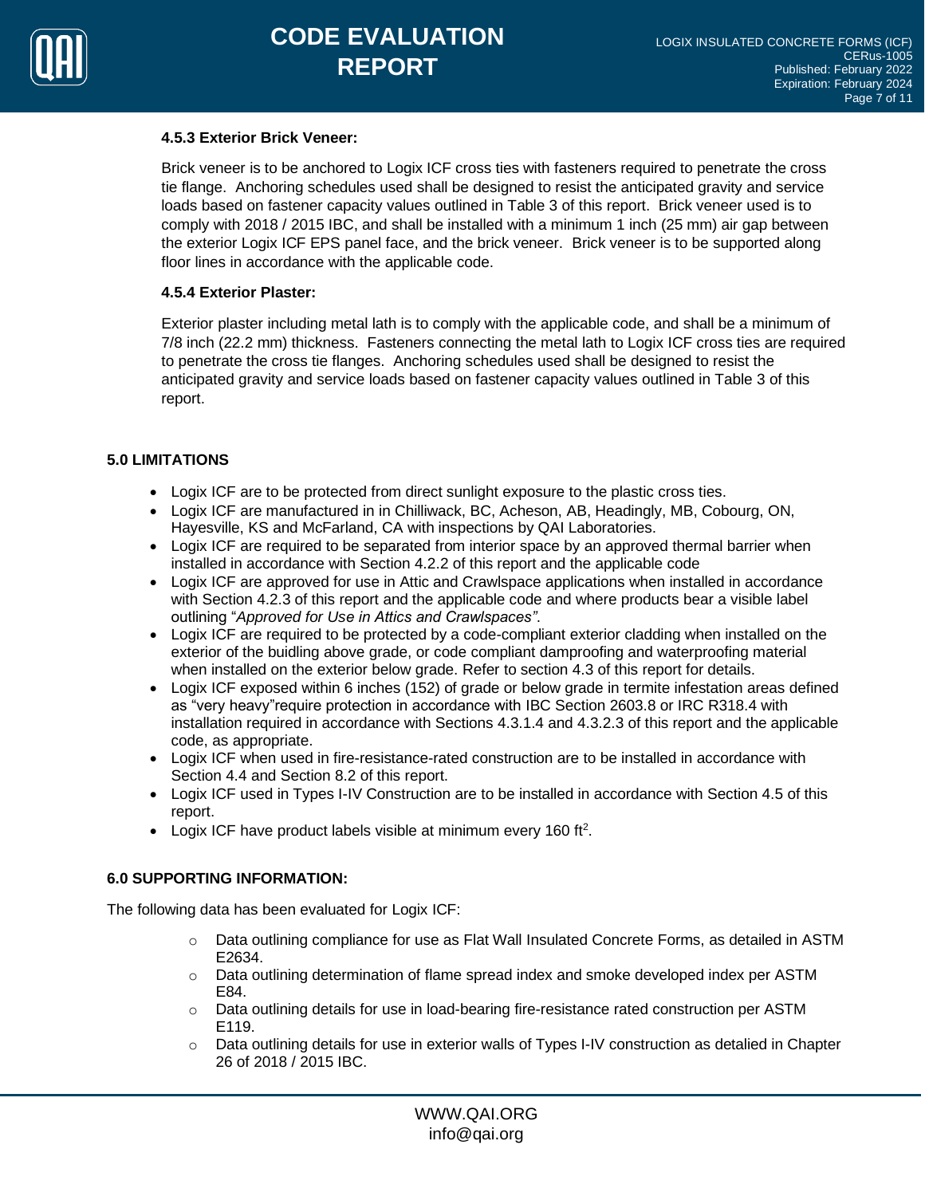#### 4.5.3 Exterior Brick Veneer:

Brick veneer is to be anchored to Logix ICF cross ties with fasteners required to penetrate the cross tie flange. Anchoring schedules used shall be designed to resist the anticipated gravity and service loads based on fastener capacity values outlined in Table 3 of this report. Brick veneer used is to comply with 2018 / 2015 IBC, and shall be installed with a minimum 1 inch (25 mm) air gap between the exterior Logix ICF EPS panel face, and the brick veneer. Brick veneer is to be supported along floor lines in accordance with the applicable code.

#### 4.5.4 Exterior Plaster:

Exterior plaster including metal lath is to comply with the applicable code, and shall be a minimum of 7/8 inch (22.2 mm) thickness. Fasteners connecting the metal lath to Logix ICF cross ties are required to penetrate the cross tie flanges. Anchoring schedules used shall be designed to resist the anticipated gravity and service loads based on fastener capacity values outlined in Table 3 of this report.

## 5.0 LIMITATIONS

- Logix ICF are to be protected from direct sunlight exposure to the plastic cross ties.
- Logix ICF are manufactured in in Chilliwack, BC, Acheson, AB, Headingly, MB, Cobourg, ON, Hayesville, KS and McFarland, CA with inspections by QAI Laboratories.
- Logix ICF are required to be separated from interior space by an approved thermal barrier when installed in accordance with Section 4.2.2 of this report and the applicable code
- Logix ICF are approved for use in Attic and Crawlspace applications when installed in accordance with Section 4.2.3 of this report and the applicable code and where products bear a visible label outlining "*Approved for Use in Attics and Crawlspaces"*.
- Logix ICF are required to be protected by a code-compliant exterior cladding when installed on the exterior of the buidling above grade, or code compliant dampproofing and waterproofing material when installed on the exterior below grade. Refer to section 4.3 of this report for details.
- Logix ICF exposed within 6 inches (152) of grade or below grade in termite infestation areas defined as "very heavy"require protection in accordance with IBC Section 2603.8 or IRC R318.4 with installation required in accordance with Sections 4.3.1.4 and 4.3.2.3 of this report and the applicable code, as appropriate.
- Logix ICF when used in fire-resistance-rated construction are to be installed in accordance with Section 4.4 and Section 8.2 of this report.
- Logix ICF used in Types I-IV Construction are to be installed in accordance with Section 4.5 of this report.
- Logix ICF have product labels visible at minimum every 160 ft$^2$.

## 6.0 SUPPORTING INFORMATION:

The following data has been evaluated for Logix ICF:

- Data outlining compliance for use as Flat Wall Insulated Concrete Forms, as detailed in ASTM E2634.
- Data outlining determination of flame spread index and smoke developed index per ASTM E84.
- Data outlining details for use in load-bearing fire-resistance rated construction per ASTM E119.
- Data outlining details for use in exterior walls of Types I-IV construction as detalied in Chapter 26 of 2018 / 2015 IBC.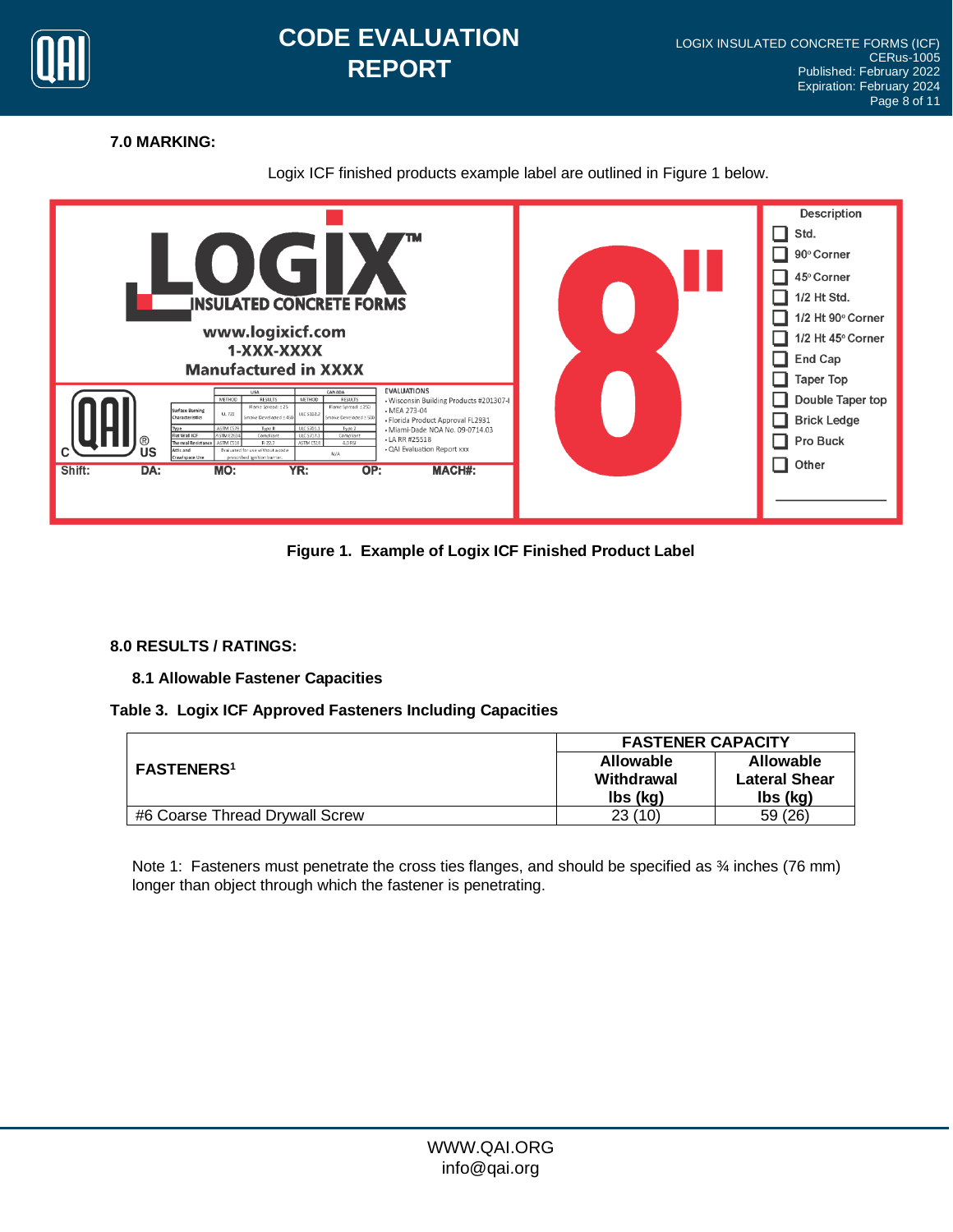## 7.0 MARKING:

Logix ICF finished products example label are outlined in Figure 1 below.

**Figure 1. Example of Logix ICF Finished Product Label**

## 8.0 RESULTS / RATINGS:

### 8.1 Allowable Fastener Capacities

**Table 3. Logix ICF Approved Fasteners Including Capacities**

| FASTENERS[1] | FASTENER CAPACITY | |
|---|---|---|
| | Allowable Withdrawal lbs (kg) | Allowable Lateral Shear lbs (kg) |
| #6 Coarse Thread Drywall Screw | 23 (10) | 59 (26) |

Note 1: Fasteners must penetrate the cross ties flanges, and should be specified as ¾ inches (76 mm) longer than object through which the fastener is penetrating.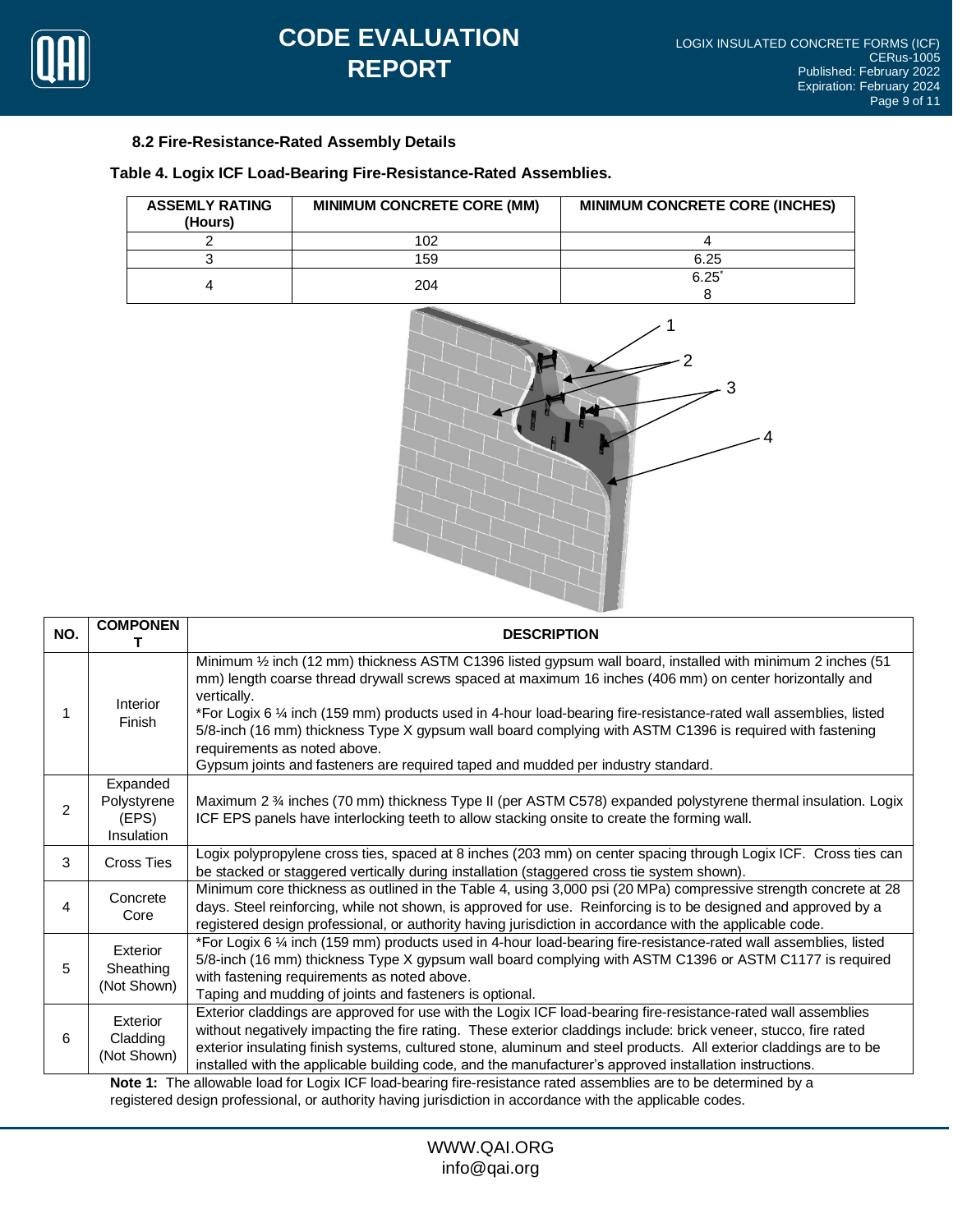### 8.2 Fire-Resistance-Rated Assembly Details

**Table 4. Logix ICF Load-Bearing Fire-Resistance-Rated Assemblies.**

| ASSEMLY RATING (Hours) | MINIMUM CONCRETE CORE (MM) | MINIMUM CONCRETE CORE (INCHES) |
|---|---|---|
| 2 | 102 | 4 |
| 3 | 159 | 6.25 |
| 4 | 204 | 6.25* <br> 8 |

| NO. | COMPONENT | DESCRIPTION |
|---|---|---|
| 1 | Interior Finish | Minimum ½ inch (12 mm) thickness ASTM C1396 listed gypsum wall board, installed with minimum 2 inches (51 mm) length coarse thread drywall screws spaced at maximum 16 inches (406 mm) on center horizontally and vertically. <br> *For Logix 6 ¼ inch (159 mm) products used in 4-hour load-bearing fire-resistance-rated wall assemblies, listed 5/8-inch (16 mm) thickness Type X gypsum wall board complying with ASTM C1396 is required with fastening requirements as noted above. <br> Gypsum joints and fasteners are required taped and mudded per industry standard. |
| 2 | Expanded Polystyrene (EPS) Insulation | Maximum 2 ¾ inches (70 mm) thickness Type II (per ASTM C578) expanded polystyrene thermal insulation. Logix ICF EPS panels have interlocking teeth to allow stacking onsite to create the forming wall. |
| 3 | Cross Ties | Logix polypropylene cross ties, spaced at 8 inches (203 mm) on center spacing through Logix ICF. Cross ties can be stacked or staggered vertically during installation (staggered cross tie system shown). |
| 4 | Concrete Core | Minimum core thickness as outlined in the Table 4, using 3,000 psi (20 MPa) compressive strength concrete at 28 days. Steel reinforcing, while not shown, is approved for use. Reinforcing is to be designed and approved by a registered design professional, or authority having jurisdiction in accordance with the applicable code. |
| 5 | Exterior Sheathing (Not Shown) | *For Logix 6 ¼ inch (159 mm) products used in 4-hour load-bearing fire-resistance-rated wall assemblies, listed 5/8-inch (16 mm) thickness Type X gypsum wall board complying with ASTM C1396 or ASTM C1177 is required with fastening requirements as noted above. <br> Taping and mudding of joints and fasteners is optional. |
| 6 | Exterior Cladding (Not Shown) | Exterior claddings are approved for use with the Logix ICF load-bearing fire-resistance-rated wall assemblies without negatively impacting the fire rating. These exterior claddings include: brick veneer, stucco, fire rated exterior insulating finish systems, cultured stone, aluminum and steel products. All exterior claddings are to be installed with the applicable building code, and the manufacturer's approved installation instructions. |

**Note 1:** The allowable load for Logix ICF load-bearing fire-resistance rated assemblies are to be determined by a registered design professional, or authority having jurisdiction in accordance with the applicable codes.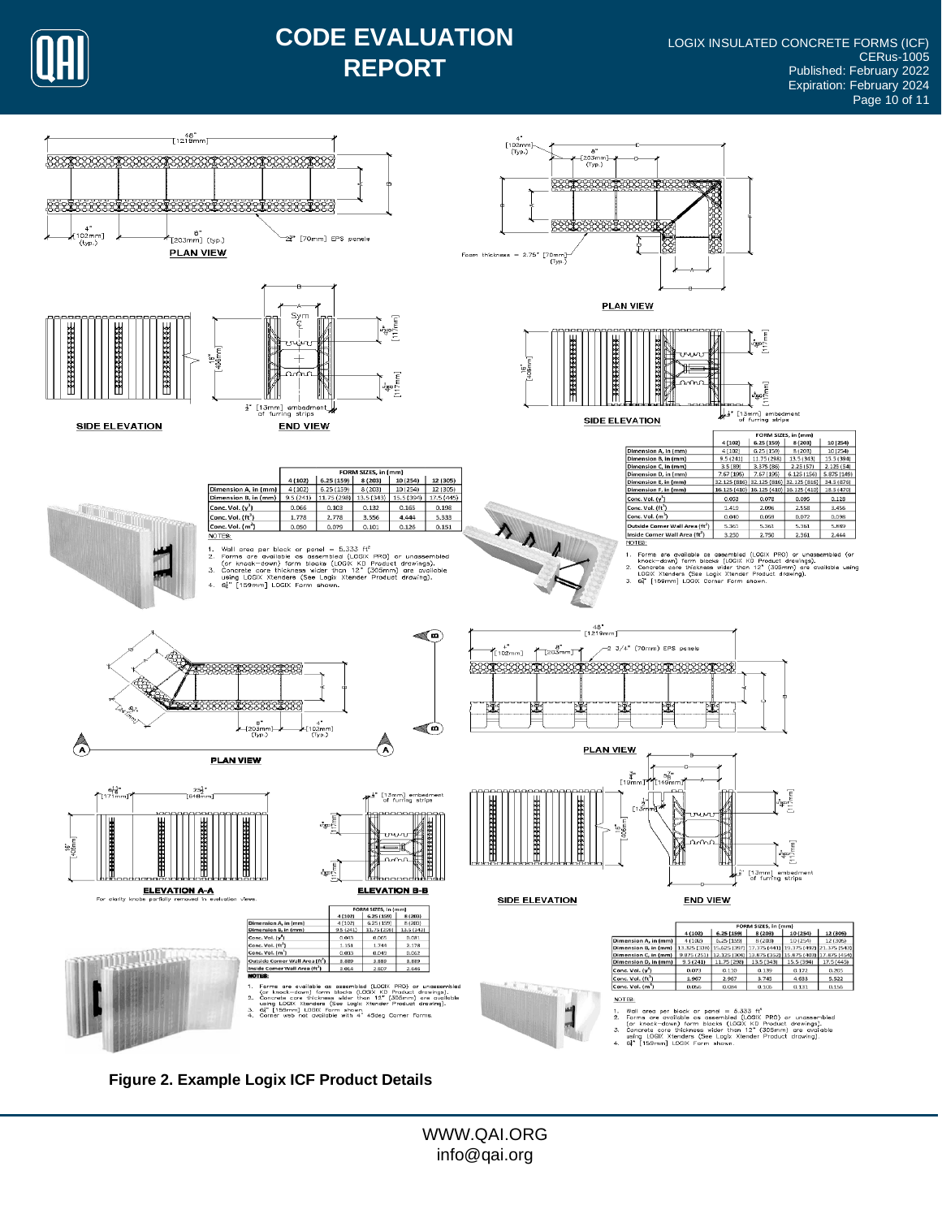| | FORM SIZES, in (mm) | | | | |
|---|---|---|---|---|---|
| | 4 (102) | 6.25 (159) | 8 (203) | 10 (254) | 12 (305) |
| Dimension A, in (mm) | 4 (102) | 6.25 (159) | 8 (203) | 10 (254) | 12 (305) |
| Dimension B, in (mm) | 9.5 (241) | 11.75 (298) | 13.5 (343) | 15.5 (394) | 17.5 (445) |
| Conc. Vol. (y³) | 0.066 | 0.103 | 0.132 | 0.165 | 0.198 |
| Conc. Vol. (ft³) | 1.778 | 2.778 | 3.556 | 4.444 | 5.333 |
| Conc. Vol. (m³) | 0.050 | 0.079 | 0.101 | 0.126 | 0.151 |

NOTES:

1. Wall area per block or panel = 5.333 ft²
2. Forms are available as assembled (LOGIX PRO) or unassembled (or knock–down) form blocks (LOGIX KD Product drawings).
3. Concrete core thickness wider than 12" (305mm) are available using LOGIX Xtenders (See Logix Xtender Product drawing).
4. 6¼" [159mm] LOGIX Form shown.

| | FORM SIZES, in (mm) | | | |
|---|---|---|---|---|
| | 4 (102) | 6.25 (159) | 8 (203) | 10 (254) |
| Dimension A, in (mm) | 4 (102) | 6.25 (159) | 8 (203) | 10 (254) |
| Dimension B, in (mm) | 9.5 (241) | 11.75 (298) | 13.5 (343) | 15.5 (394) |
| Dimension C, in (mm) | 3.5 (89) | 3.375 (86) | 2.25 (57) | 2.125 (54) |
| Dimension D, in (mm) | 7.67 (195) | 7.67 (195) | 6.125 (156) | 5.875 (149) |
| Dimension E, in (mm) | 32.125 (816) | 32.125 (816) | 32.125 (816) | 34.5 (876) |
| Dimension F, in (mm) | 16.125 (410) | 16.125 (410) | 16.125 (410) | 18.5 (470) |
| Conc. Vol. (y³) | 0.053 | 0.078 | 0.095 | 0.128 |
| Conc. Vol. (ft³) | 1.419 | 2.096 | 2.558 | 3.456 |
| Conc. Vol. (m³) | 0.040 | 0.059 | 0.072 | 0.098 |
| Outside Corner Wall Area (ft²) | 5.361 | 5.361 | 5.361 | 5.889 |
| Inside Corner Wall Area (ft²) | 3.250 | 2.750 | 2.361 | 2.444 |

NOTES:

1. Forms are available as assembled (LOGIX PRO) or unassembled (or knock–down) form blocks (LOGIX KD Product drawings).
2. Concrete core thickness wider than 12" (305mm) are available using LOGIX Xtenders (See Logix Xtender Product drawing).
3. 6¼" [159mm] LOGIX Corner Form shown.

| | FORM SIZES, in (mm) | | |
|---|---|---|---|
| | 4 (102) | 6.25 (159) | 8 (203) |
| Dimension A, in (mm) | 4 (102) | 6.25 (159) | 8 (203) |
| Dimension B, in (mm) | 9.5 (241) | 11.75 (298) | 13.5 (343) |
| Conc. Vol. (y³) | 0.043 | 0.065 | 0.081 |
| Conc. Vol. (ft³) | 1.151 | 1.744 | 2.178 |
| Conc. Vol. (m³) | 0.033 | 0.049 | 0.062 |
| Outside Corner Wall Area (ft²) | 3.889 | 3.889 | 3.889 |
| Inside Corner Wall Area (ft²) | 3.014 | 2.807 | 2.646 |

NOTES:

1. Forms are available as assembled (LOGIX PRO) or unassembled (or knock–down) form blocks (LOGIX KD Product drawings).
2. Concrete core thickness wider than 12" (305mm) are available using LOGIX Xtenders (See Logix Xtender Product drawing).
3. 6¼" [159mm] LOGIX Form shown.
4. Corner web not available with 4" 45deg Corner Forms.

| | FORM SIZES, in (mm) | | | | |
|---|---|---|---|---|---|
| | 4 (102) | 6.25 (159) | 8 (203) | 10 (254) | 12 (305) |
| Dimension A, in (mm) | 4 (102) | 6.25 (159) | 8 (203) | 10 (254) | 12 (305) |
| Dimension B, in (mm) | 13.325 (338) | 15.625 (397) | 17.375 (441) | 19.375 (492) | 21.375 (543) |
| Dimension C, in (mm) | 9.875 (251) | 12.125 (308) | 13.875 (352) | 15.875 (403) | 17.875 (454) |
| Dimension D, in (mm) | 9.5 (241) | 11.75 (298) | 13.5 (343) | 15.5 (394) | 17.5 (445) |
| Conc. Vol. (y³) | 0.073 | 0.110 | 0.139 | 0.172 | 0.205 |
| Conc. Vol. (ft³) | 1.967 | 2.967 | 3.745 | 4.633 | 5.522 |
| Conc. Vol. (m³) | 0.056 | 0.084 | 0.106 | 0.131 | 0.156 |

NOTES:

1. Wall area per block or panel = 5.333 ft²
2. Forms are available as assembled (LOGIX PRO) or unassembled (or knock–down) form blocks (LOGIX KD Product drawings).
3. Concrete core thickness wider than 12" (305mm) are available using LOGIX Xtenders (See Logix Xtender Product drawing).
4. 6¼" [159mm] LOGIX Form shown.

**Figure 2. Example Logix ICF Product Details**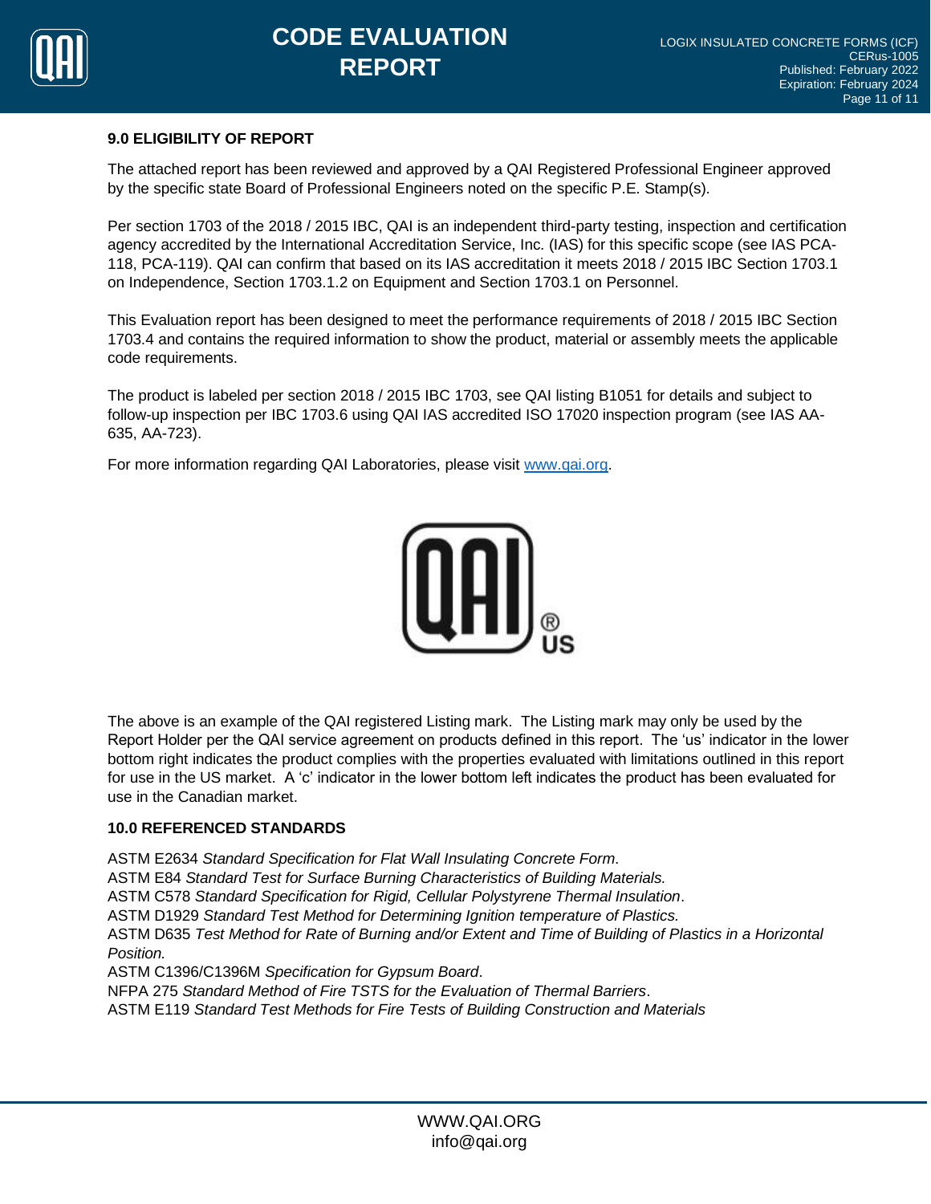**9.0 ELIGIBILITY OF REPORT**

The attached report has been reviewed and approved by a QAI Registered Professional Engineer approved by the specific state Board of Professional Engineers noted on the specific P.E. Stamp(s).

Per section 1703 of the 2018 / 2015 IBC, QAI is an independent third-party testing, inspection and certification agency accredited by the International Accreditation Service, Inc. (IAS) for this specific scope (see IAS PCA-118, PCA-119). QAI can confirm that based on its IAS accreditation it meets 2018 / 2015 IBC Section 1703.1 on Independence, Section 1703.1.2 on Equipment and Section 1703.1 on Personnel.

This Evaluation report has been designed to meet the performance requirements of 2018 / 2015 IBC Section 1703.4 and contains the required information to show the product, material or assembly meets the applicable code requirements.

The product is labeled per section 2018 / 2015 IBC 1703, see QAI listing B1051 for details and subject to follow-up inspection per IBC 1703.6 using QAI IAS accredited ISO 17020 inspection program (see IAS AA-635, AA-723).

For more information regarding QAI Laboratories, please visit www.qai.org.

The above is an example of the QAI registered Listing mark. The Listing mark may only be used by the Report Holder per the QAI service agreement on products defined in this report. The 'us' indicator in the lower bottom right indicates the product complies with the properties evaluated with limitations outlined in this report for use in the US market. A 'c' indicator in the lower bottom left indicates the product has been evaluated for use in the Canadian market.

**10.0 REFERENCED STANDARDS**

ASTM E2634 *Standard Specification for Flat Wall Insulating Concrete Form*.
ASTM E84 *Standard Test for Surface Burning Characteristics of Building Materials.*
ASTM C578 *Standard Specification for Rigid, Cellular Polystyrene Thermal Insulation*.
ASTM D1929 *Standard Test Method for Determining Ignition temperature of Plastics.*
ASTM D635 *Test Method for Rate of Burning and/or Extent and Time of Building of Plastics in a Horizontal Position.*
ASTM C1396/C1396M *Specification for Gypsum Board*.
NFPA 275 *Standard Method of Fire TSTS for the Evaluation of Thermal Barriers*.
ASTM E119 *Standard Test Methods for Fire Tests of Building Construction and Materials*